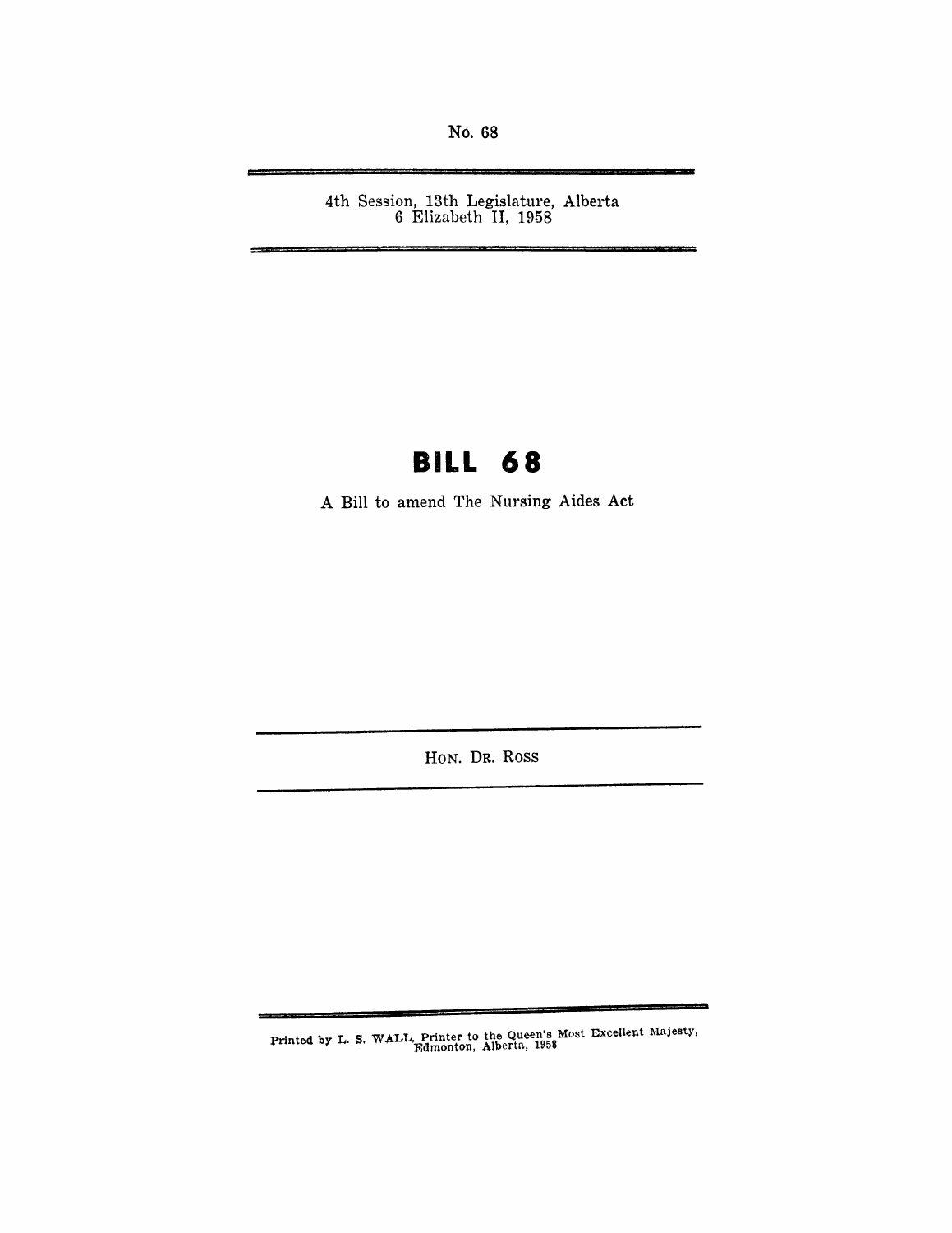No. 68

4th Session, 13th Legislature, Alberta
6 Elizabeth II, 1958

# BILL 68

A Bill to amend The Nursing Aides Act

HON. DR. ROSS

Printed by L. S. WALL, Printer to the Queen's Most Excellent Majesty, Edmonton, Alberta, 1958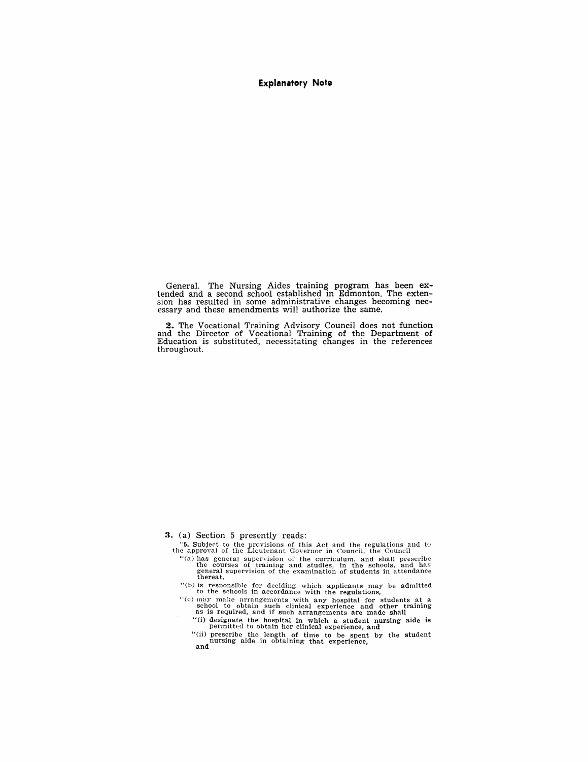## Explanatory Note

General. The Nursing Aides training program has been extended and a second school established in Edmonton. The extension has resulted in some administrative changes becoming necessary and these amendments will authorize the same.

**2.** The Vocational Training Advisory Council does not function and the Director of Vocational Training of the Department of Education is substituted, necessitating changes in the references throughout.

**3.** (a) Section 5 presently reads:

"**5.** Subject to the provisions of this Act and the regulations and to the approval of the Lieutenant Governor in Council, the Council

"(a) has general supervision of the curriculum, and shall prescribe the courses of training and studies, in the schools, and has general supervision of the examination of students in attendance thereat,

"(b) is responsible for deciding which applicants may be admitted to the schools in accordance with the regulations,

"(c) may make arrangements with any hospital for students at a school to obtain such clinical experience and other training as is required, and if such arrangements are made shall

"(i) designate the hospital in which a student nursing aide is permitted to obtain her clinical experience, and

"(ii) prescribe the length of time to be spent by the student nursing aide in obtaining that experience,

and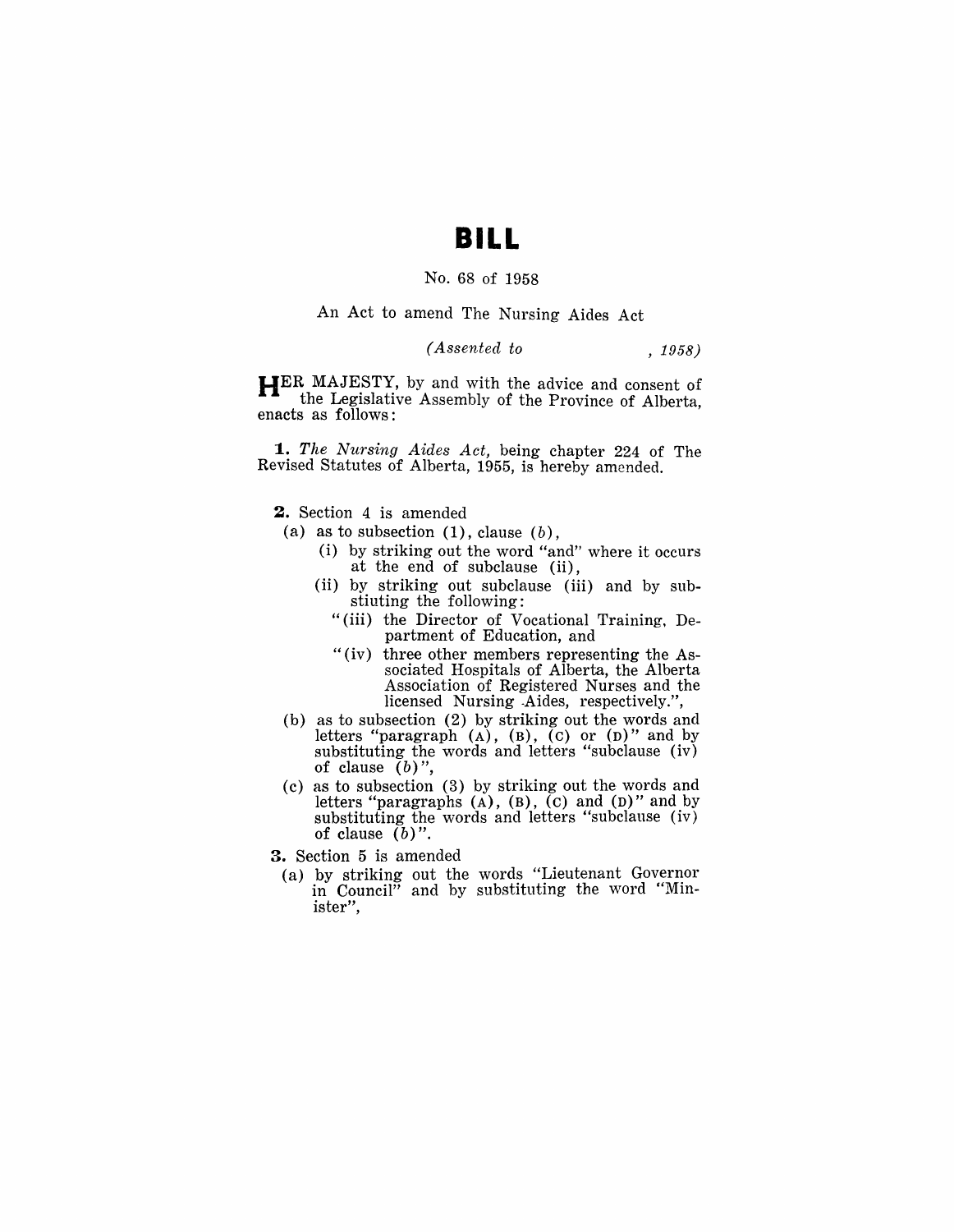# BILL

No. 68 of 1958

An Act to amend The Nursing Aides Act

*(Assented to , 1958)*

HER MAJESTY, by and with the advice and consent of the Legislative Assembly of the Province of Alberta, enacts as follows:

**1.** *The Nursing Aides Act,* being chapter 224 of The Revised Statutes of Alberta, 1955, is hereby amended.

**2.** Section 4 is amended

(a) as to subsection (1), clause (*b*),

(i) by striking out the word "and" where it occurs at the end of subclause (ii),

(ii) by striking out subclause (iii) and by substiuting the following:

"(iii) the Director of Vocational Training, Department of Education, and

"(iv) three other members representing the Associated Hospitals of Alberta, the Alberta Association of Registered Nurses and the licensed Nursing Aides, respectively.",

(b) as to subsection (2) by striking out the words and letters "paragraph (A), (B), (C) or (D)" and by substituting the words and letters "subclause (iv) of clause (*b*)",

(c) as to subsection (3) by striking out the words and letters "paragraphs (A), (B), (C) and (D)" and by substituting the words and letters "subclause (iv) of clause (*b*)".

**3.** Section 5 is amended

(a) by striking out the words "Lieutenant Governor in Council" and by substituting the word "Minister",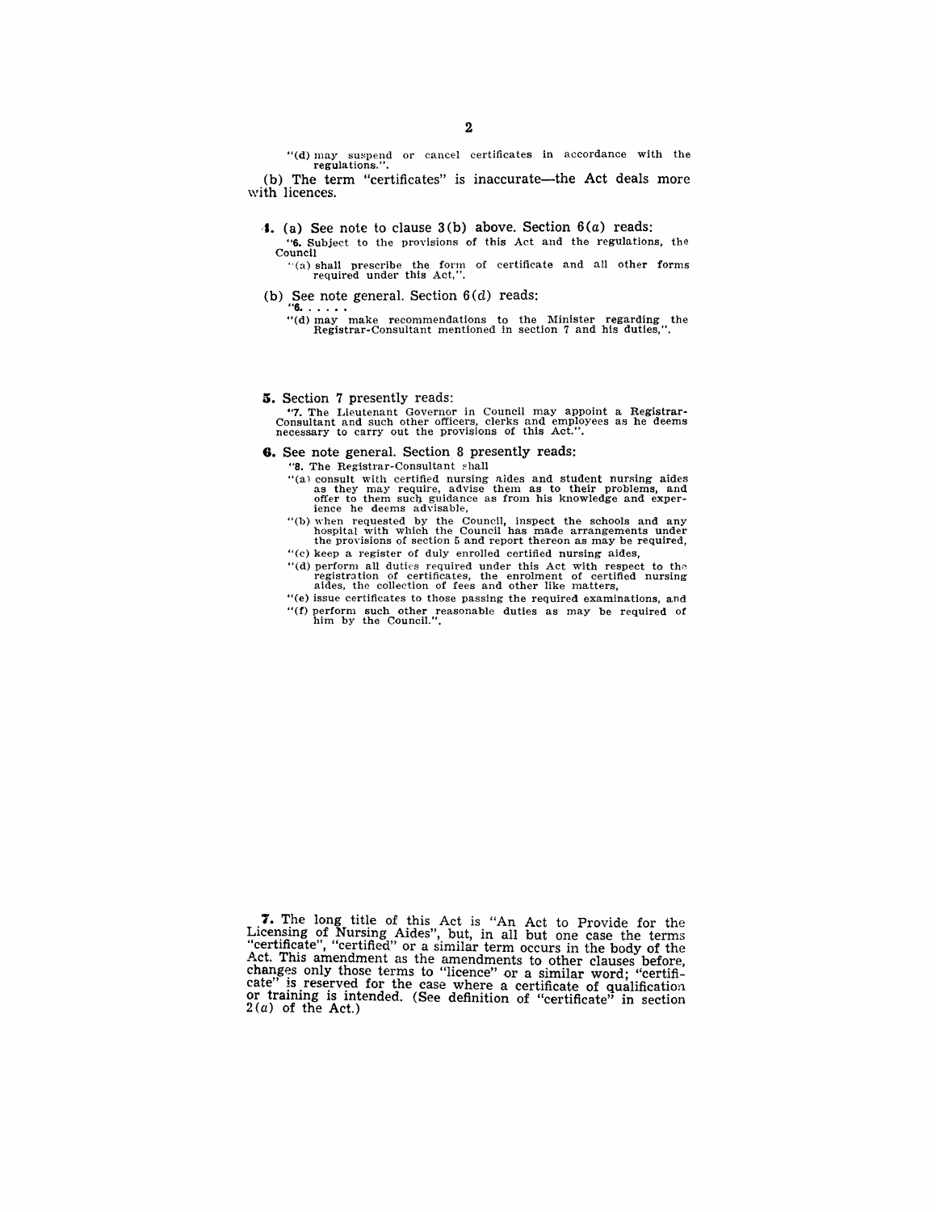"(d) may suspend or cancel certificates in accordance with the regulations.".

(b) The term "certificates" is inaccurate—the Act deals more with licences.

**4.** (a) See note to clause 3(b) above. Section 6(*a*) reads:

"**6.** Subject to the provisions of this Act and the regulations, the Council

"(a) shall prescribe the form of certificate and all other forms required under this Act,".

(b) See note general. Section 6(*d*) reads:

"**6.** . . . . .

"(d) may make recommendations to the Minister regarding the Registrar-Consultant mentioned in section 7 and his duties,".

**5.** Section 7 presently reads:

"**7.** The Lieutenant Governor in Council may appoint a Registrar-Consultant and such other officers, clerks and employees as he deems necessary to carry out the provisions of this Act.".

**6.** See note general. Section 8 presently reads:

"**8.** The Registrar-Consultant shall

"(a) consult with certified nursing aides and student nursing aides as they may require, advise them as to their problems, and offer to them such guidance as from his knowledge and experience he deems advisable,

"(b) when requested by the Council, inspect the schools and any hospital with which the Council has made arrangements under the provisions of section 5 and report thereon as may be required,

"(c) keep a register of duly enrolled certified nursing aides,

"(d) perform all duties required under this Act with respect to the registration of certificates, the enrolment of certified nursing aides, the collection of fees and other like matters,

"(e) issue certificates to those passing the required examinations, and

"(f) perform such other reasonable duties as may be required of him by the Council.".

**7.** The long title of this Act is "An Act to Provide for the Licensing of Nursing Aides", but, in all but one case the terms "certificate", "certified" or a similar term occurs in the body of the Act. This amendment as the amendments to other clauses before, changes only those terms to "licence" or a similar word; "certificate" is reserved for the case where a certificate of qualification or training is intended. (See definition of "certificate" in section 2(*a*) of the Act.)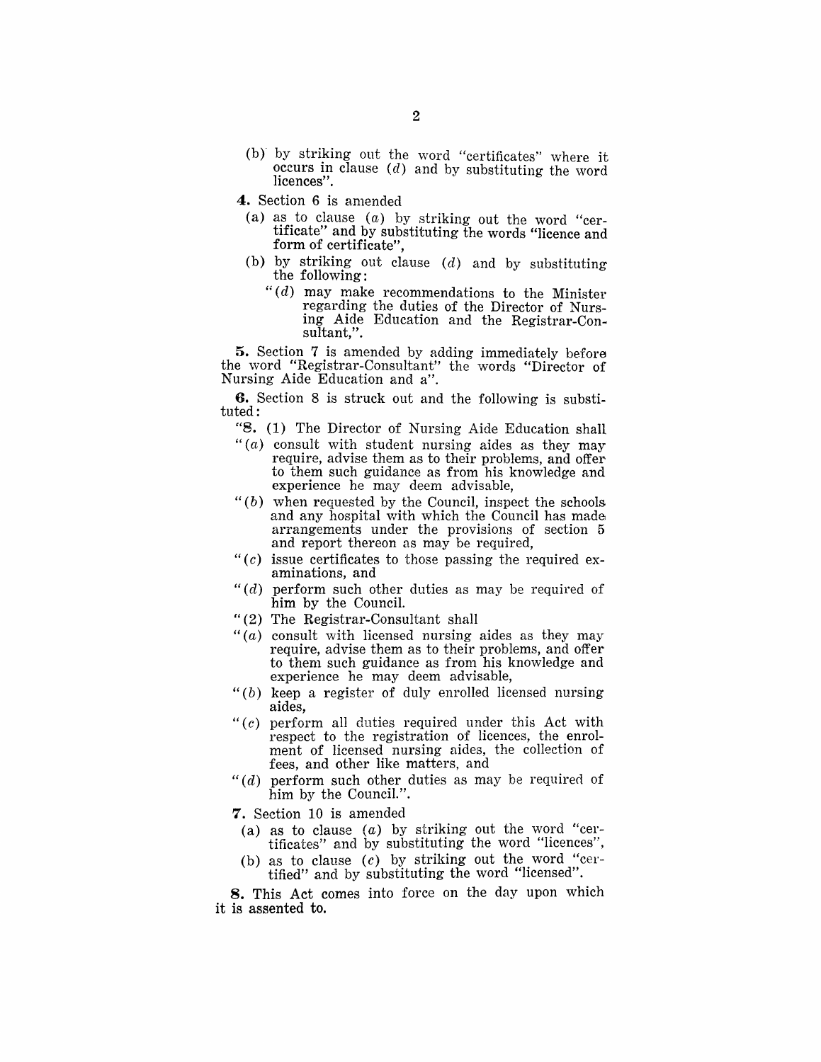(b) by striking out the word "certificates" where it occurs in clause (*d*) and by substituting the word licences".

**4.** Section 6 is amended

(a) as to clause (*a*) by striking out the word "certificate" and by substituting the words "licence and form of certificate",

(b) by striking out clause (*d*) and by substituting the following:

"(*d*) may make recommendations to the Minister regarding the duties of the Director of Nursing Aide Education and the Registrar-Consultant,".

**5.** Section 7 is amended by adding immediately before the word "Registrar-Consultant" the words "Director of Nursing Aide Education and a".

**6.** Section 8 is struck out and the following is substituted:

"**8.** (1) The Director of Nursing Aide Education shall

"(*a*) consult with student nursing aides as they may require, advise them as to their problems, and offer to them such guidance as from his knowledge and experience he may deem advisable,

"(*b*) when requested by the Council, inspect the schools and any hospital with which the Council has made arrangements under the provisions of section 5 and report thereon as may be required,

"(*c*) issue certificates to those passing the required examinations, and

"(*d*) perform such other duties as may be required of him by the Council.

"(2) The Registrar-Consultant shall

"(*a*) consult with licensed nursing aides as they may require, advise them as to their problems, and offer to them such guidance as from his knowledge and experience he may deem advisable,

"(*b*) keep a register of duly enrolled licensed nursing aides,

"(*c*) perform all duties required under this Act with respect to the registration of licences, the enrolment of licensed nursing aides, the collection of fees, and other like matters, and

"(*d*) perform such other duties as may be required of him by the Council.".

**7.** Section 10 is amended

(a) as to clause (*a*) by striking out the word "certificates" and by substituting the word "licences",

(b) as to clause (*c*) by striking out the word "certified" and by substituting the word "licensed".

**8.** This Act comes into force on the day upon which it is assented to.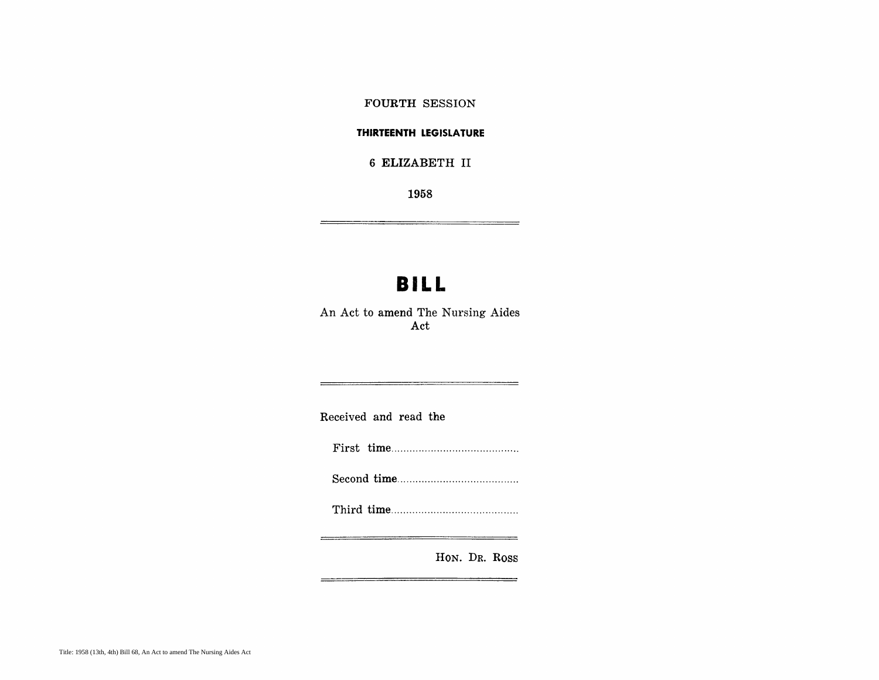FOURTH SESSION

**THIRTEENTH LEGISLATURE**

**6 ELIZABETH II**

**1958**

---

# BILL

An Act to amend The Nursing Aides Act

---

Received and read the

First time..........................................

Second time........................................

Third time..........................................

---

HON. DR. ROSS

---

Title: 1958 (13th, 4th) Bill 68, An Act to amend The Nursing Aides Act